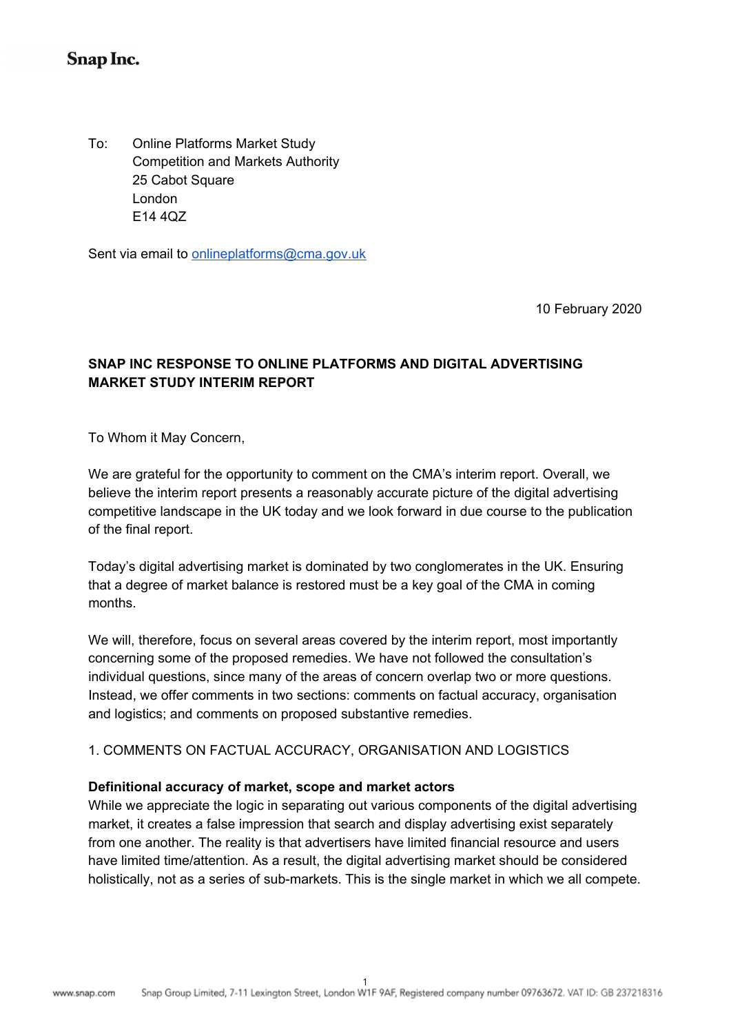Snap Inc.

To: Online Platforms Market Study
Competition and Markets Authority
25 Cabot Square
London
E14 4QZ

Sent via email to onlineplatforms@cma.gov.uk

10 February 2020

**SNAP INC RESPONSE TO ONLINE PLATFORMS AND DIGITAL ADVERTISING MARKET STUDY INTERIM REPORT**

To Whom it May Concern,

We are grateful for the opportunity to comment on the CMA's interim report. Overall, we believe the interim report presents a reasonably accurate picture of the digital advertising competitive landscape in the UK today and we look forward in due course to the publication of the final report.

Today's digital advertising market is dominated by two conglomerates in the UK. Ensuring that a degree of market balance is restored must be a key goal of the CMA in coming months.

We will, therefore, focus on several areas covered by the interim report, most importantly concerning some of the proposed remedies. We have not followed the consultation's individual questions, since many of the areas of concern overlap two or more questions. Instead, we offer comments in two sections: comments on factual accuracy, organisation and logistics; and comments on proposed substantive remedies.

1. COMMENTS ON FACTUAL ACCURACY, ORGANISATION AND LOGISTICS

**Definitional accuracy of market, scope and market actors**

While we appreciate the logic in separating out various components of the digital advertising market, it creates a false impression that search and display advertising exist separately from one another. The reality is that advertisers have limited financial resource and users have limited time/attention. As a result, the digital advertising market should be considered holistically, not as a series of sub-markets. This is the single market in which we all compete.

www.snap.com Snap Group Limited, 7-11 Lexington Street, London W1F 9AF, Registered company number 09763672. VAT ID: GB 237218316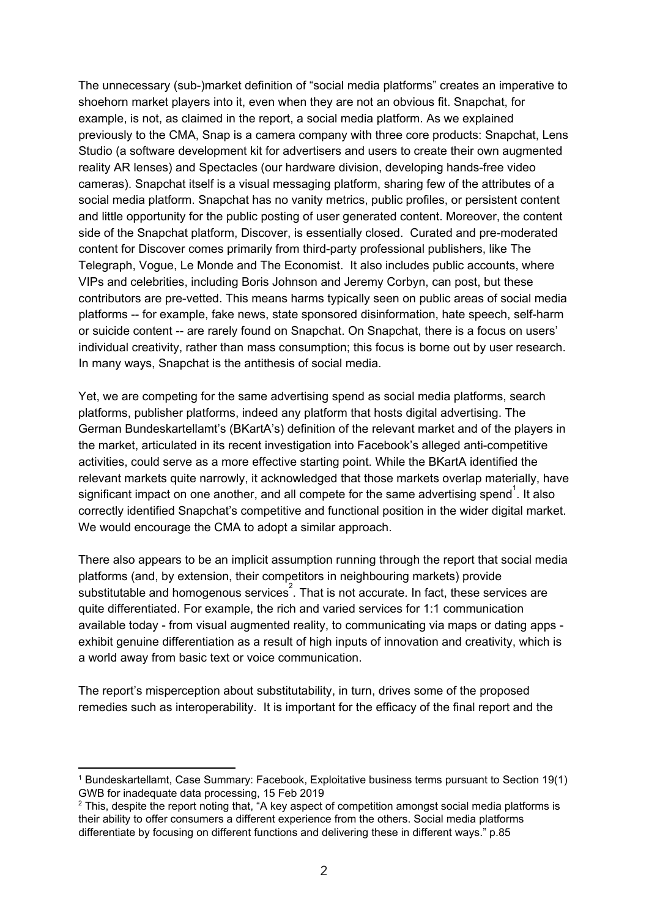The unnecessary (sub-)market definition of “social media platforms” creates an imperative to shoehorn market players into it, even when they are not an obvious fit. Snapchat, for example, is not, as claimed in the report, a social media platform. As we explained previously to the CMA, Snap is a camera company with three core products: Snapchat, Lens Studio (a software development kit for advertisers and users to create their own augmented reality AR lenses) and Spectacles (our hardware division, developing hands-free video cameras). Snapchat itself is a visual messaging platform, sharing few of the attributes of a social media platform. Snapchat has no vanity metrics, public profiles, or persistent content and little opportunity for the public posting of user generated content. Moreover, the content side of the Snapchat platform, Discover, is essentially closed. Curated and pre-moderated content for Discover comes primarily from third-party professional publishers, like The Telegraph, Vogue, Le Monde and The Economist. It also includes public accounts, where VIPs and celebrities, including Boris Johnson and Jeremy Corbyn, can post, but these contributors are pre-vetted. This means harms typically seen on public areas of social media platforms -- for example, fake news, state sponsored disinformation, hate speech, self-harm or suicide content -- are rarely found on Snapchat. On Snapchat, there is a focus on users' individual creativity, rather than mass consumption; this focus is borne out by user research. In many ways, Snapchat is the antithesis of social media.

Yet, we are competing for the same advertising spend as social media platforms, search platforms, publisher platforms, indeed any platform that hosts digital advertising. The German Bundeskartellamt's (BKartA's) definition of the relevant market and of the players in the market, articulated in its recent investigation into Facebook's alleged anti-competitive activities, could serve as a more effective starting point. While the BKartA identified the relevant markets quite narrowly, it acknowledged that those markets overlap materially, have significant impact on one another, and all compete for the same advertising spend[1]. It also correctly identified Snapchat's competitive and functional position in the wider digital market. We would encourage the CMA to adopt a similar approach.

There also appears to be an implicit assumption running through the report that social media platforms (and, by extension, their competitors in neighbouring markets) provide substitutable and homogenous services[2]. That is not accurate. In fact, these services are quite differentiated. For example, the rich and varied services for 1:1 communication available today - from visual augmented reality, to communicating via maps or dating apps - exhibit genuine differentiation as a result of high inputs of innovation and creativity, which is a world away from basic text or voice communication.

The report's misperception about substitutability, in turn, drives some of the proposed remedies such as interoperability. It is important for the efficacy of the final report and the

---

[1] Bundeskartellamt, Case Summary: Facebook, Exploitative business terms pursuant to Section 19(1) GWB for inadequate data processing, 15 Feb 2019

[2] This, despite the report noting that, “A key aspect of competition amongst social media platforms is their ability to offer consumers a different experience from the others. Social media platforms differentiate by focusing on different functions and delivering these in different ways.” p.85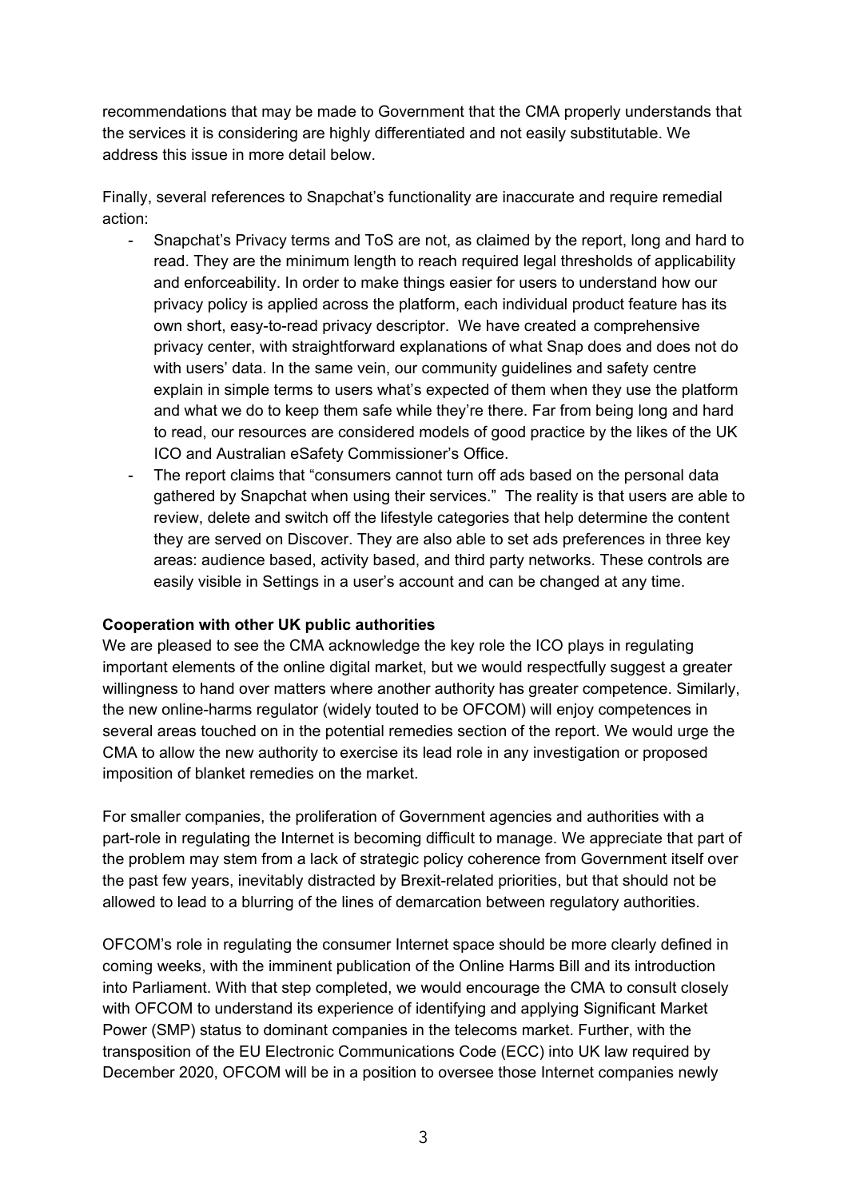recommendations that may be made to Government that the CMA properly understands that the services it is considering are highly differentiated and not easily substitutable. We address this issue in more detail below.

Finally, several references to Snapchat's functionality are inaccurate and require remedial action:

- Snapchat's Privacy terms and ToS are not, as claimed by the report, long and hard to read. They are the minimum length to reach required legal thresholds of applicability and enforceability. In order to make things easier for users to understand how our privacy policy is applied across the platform, each individual product feature has its own short, easy-to-read privacy descriptor. We have created a comprehensive privacy center, with straightforward explanations of what Snap does and does not do with users' data. In the same vein, our community guidelines and safety centre explain in simple terms to users what's expected of them when they use the platform and what we do to keep them safe while they're there. Far from being long and hard to read, our resources are considered models of good practice by the likes of the UK ICO and Australian eSafety Commissioner's Office.
- The report claims that "consumers cannot turn off ads based on the personal data gathered by Snapchat when using their services." The reality is that users are able to review, delete and switch off the lifestyle categories that help determine the content they are served on Discover. They are also able to set ads preferences in three key areas: audience based, activity based, and third party networks. These controls are easily visible in Settings in a user's account and can be changed at any time.

**Cooperation with other UK public authorities**

We are pleased to see the CMA acknowledge the key role the ICO plays in regulating important elements of the online digital market, but we would respectfully suggest a greater willingness to hand over matters where another authority has greater competence. Similarly, the new online-harms regulator (widely touted to be OFCOM) will enjoy competences in several areas touched on in the potential remedies section of the report. We would urge the CMA to allow the new authority to exercise its lead role in any investigation or proposed imposition of blanket remedies on the market.

For smaller companies, the proliferation of Government agencies and authorities with a part-role in regulating the Internet is becoming difficult to manage. We appreciate that part of the problem may stem from a lack of strategic policy coherence from Government itself over the past few years, inevitably distracted by Brexit-related priorities, but that should not be allowed to lead to a blurring of the lines of demarcation between regulatory authorities.

OFCOM's role in regulating the consumer Internet space should be more clearly defined in coming weeks, with the imminent publication of the Online Harms Bill and its introduction into Parliament. With that step completed, we would encourage the CMA to consult closely with OFCOM to understand its experience of identifying and applying Significant Market Power (SMP) status to dominant companies in the telecoms market. Further, with the transposition of the EU Electronic Communications Code (ECC) into UK law required by December 2020, OFCOM will be in a position to oversee those Internet companies newly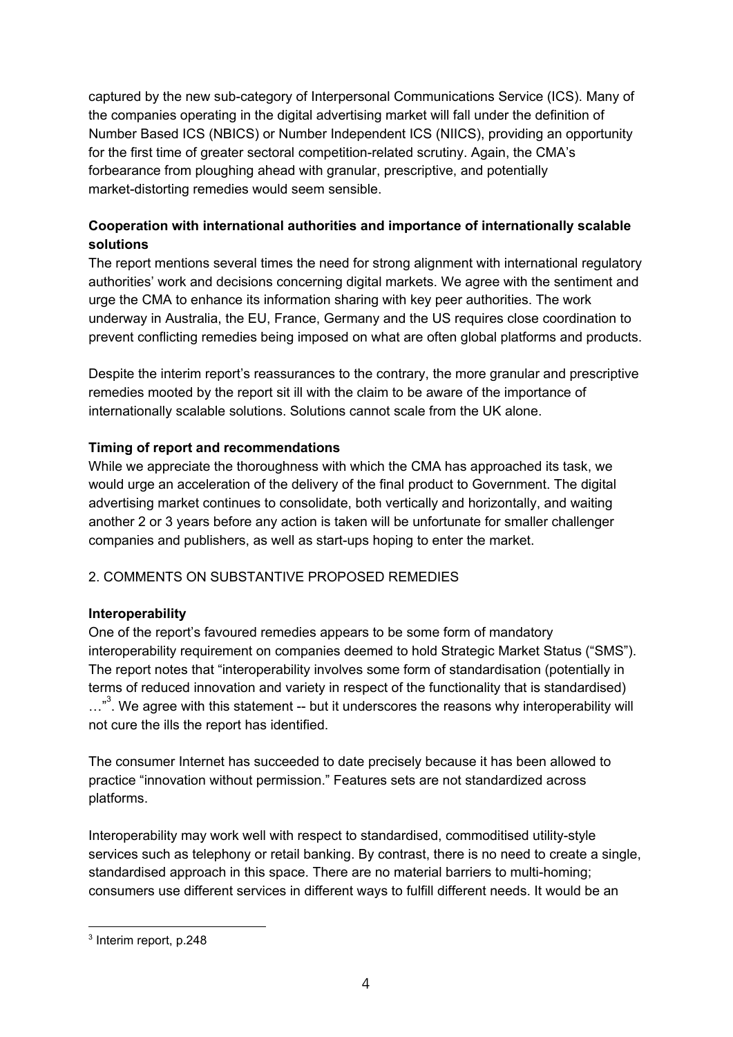captured by the new sub-category of Interpersonal Communications Service (ICS). Many of the companies operating in the digital advertising market will fall under the definition of Number Based ICS (NBICS) or Number Independent ICS (NIICS), providing an opportunity for the first time of greater sectoral competition-related scrutiny. Again, the CMA's forbearance from ploughing ahead with granular, prescriptive, and potentially market-distorting remedies would seem sensible.

**Cooperation with international authorities and importance of internationally scalable solutions**

The report mentions several times the need for strong alignment with international regulatory authorities' work and decisions concerning digital markets. We agree with the sentiment and urge the CMA to enhance its information sharing with key peer authorities. The work underway in Australia, the EU, France, Germany and the US requires close coordination to prevent conflicting remedies being imposed on what are often global platforms and products.

Despite the interim report's reassurances to the contrary, the more granular and prescriptive remedies mooted by the report sit ill with the claim to be aware of the importance of internationally scalable solutions. Solutions cannot scale from the UK alone.

**Timing of report and recommendations**

While we appreciate the thoroughness with which the CMA has approached its task, we would urge an acceleration of the delivery of the final product to Government. The digital advertising market continues to consolidate, both vertically and horizontally, and waiting another 2 or 3 years before any action is taken will be unfortunate for smaller challenger companies and publishers, as well as start-ups hoping to enter the market.

## 2. COMMENTS ON SUBSTANTIVE PROPOSED REMEDIES

**Interoperability**

One of the report's favoured remedies appears to be some form of mandatory interoperability requirement on companies deemed to hold Strategic Market Status ("SMS"). The report notes that "interoperability involves some form of standardisation (potentially in terms of reduced innovation and variety in respect of the functionality that is standardised) …"[3]. We agree with this statement -- but it underscores the reasons why interoperability will not cure the ills the report has identified.

The consumer Internet has succeeded to date precisely because it has been allowed to practice "innovation without permission." Features sets are not standardized across platforms.

Interoperability may work well with respect to standardised, commoditised utility-style services such as telephony or retail banking. By contrast, there is no need to create a single, standardised approach in this space. There are no material barriers to multi-homing; consumers use different services in different ways to fulfill different needs. It would be an

[3] Interim report, p.248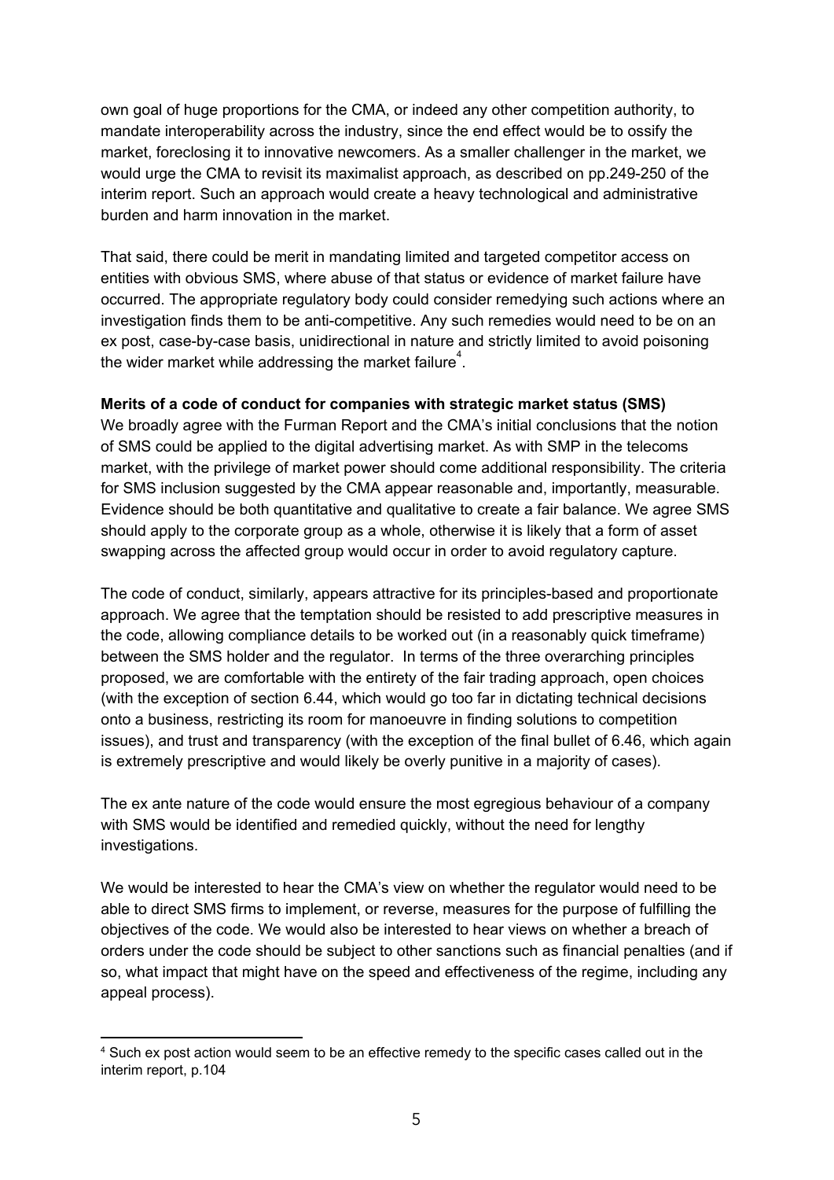own goal of huge proportions for the CMA, or indeed any other competition authority, to mandate interoperability across the industry, since the end effect would be to ossify the market, foreclosing it to innovative newcomers. As a smaller challenger in the market, we would urge the CMA to revisit its maximalist approach, as described on pp.249-250 of the interim report. Such an approach would create a heavy technological and administrative burden and harm innovation in the market.

That said, there could be merit in mandating limited and targeted competitor access on entities with obvious SMS, where abuse of that status or evidence of market failure have occurred. The appropriate regulatory body could consider remedying such actions where an investigation finds them to be anti-competitive. Any such remedies would need to be on an ex post, case-by-case basis, unidirectional in nature and strictly limited to avoid poisoning the wider market while addressing the market failure[4].

**Merits of a code of conduct for companies with strategic market status (SMS)**

We broadly agree with the Furman Report and the CMA's initial conclusions that the notion of SMS could be applied to the digital advertising market. As with SMP in the telecoms market, with the privilege of market power should come additional responsibility. The criteria for SMS inclusion suggested by the CMA appear reasonable and, importantly, measurable. Evidence should be both quantitative and qualitative to create a fair balance. We agree SMS should apply to the corporate group as a whole, otherwise it is likely that a form of asset swapping across the affected group would occur in order to avoid regulatory capture.

The code of conduct, similarly, appears attractive for its principles-based and proportionate approach. We agree that the temptation should be resisted to add prescriptive measures in the code, allowing compliance details to be worked out (in a reasonably quick timeframe) between the SMS holder and the regulator. In terms of the three overarching principles proposed, we are comfortable with the entirety of the fair trading approach, open choices (with the exception of section 6.44, which would go too far in dictating technical decisions onto a business, restricting its room for manoeuvre in finding solutions to competition issues), and trust and transparency (with the exception of the final bullet of 6.46, which again is extremely prescriptive and would likely be overly punitive in a majority of cases).

The ex ante nature of the code would ensure the most egregious behaviour of a company with SMS would be identified and remedied quickly, without the need for lengthy investigations.

We would be interested to hear the CMA's view on whether the regulator would need to be able to direct SMS firms to implement, or reverse, measures for the purpose of fulfilling the objectives of the code. We would also be interested to hear views on whether a breach of orders under the code should be subject to other sanctions such as financial penalties (and if so, what impact that might have on the speed and effectiveness of the regime, including any appeal process).

[4] Such ex post action would seem to be an effective remedy to the specific cases called out in the interim report, p.104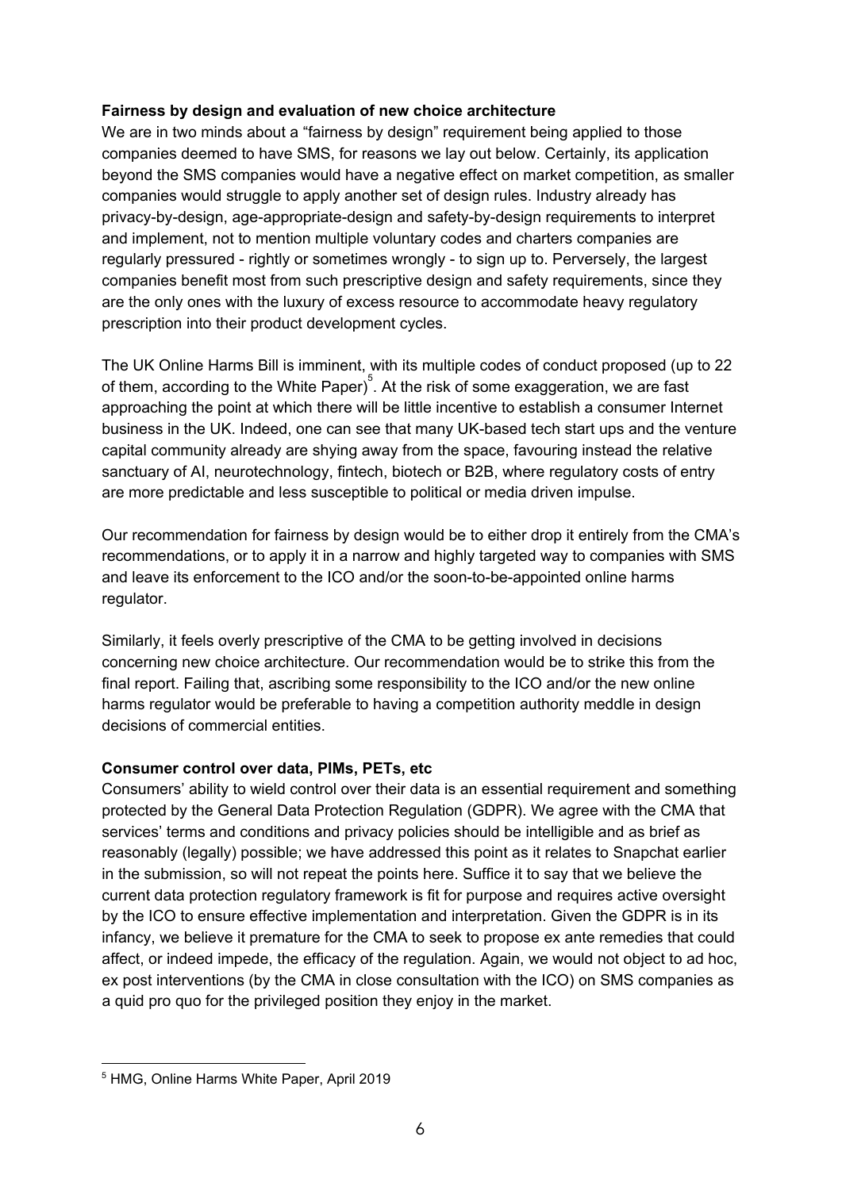**Fairness by design and evaluation of new choice architecture**

We are in two minds about a "fairness by design" requirement being applied to those companies deemed to have SMS, for reasons we lay out below. Certainly, its application beyond the SMS companies would have a negative effect on market competition, as smaller companies would struggle to apply another set of design rules. Industry already has privacy-by-design, age-appropriate-design and safety-by-design requirements to interpret and implement, not to mention multiple voluntary codes and charters companies are regularly pressured - rightly or sometimes wrongly - to sign up to. Perversely, the largest companies benefit most from such prescriptive design and safety requirements, since they are the only ones with the luxury of excess resource to accommodate heavy regulatory prescription into their product development cycles.

The UK Online Harms Bill is imminent, with its multiple codes of conduct proposed (up to 22 of them, according to the White Paper)[5]. At the risk of some exaggeration, we are fast approaching the point at which there will be little incentive to establish a consumer Internet business in the UK. Indeed, one can see that many UK-based tech start ups and the venture capital community already are shying away from the space, favouring instead the relative sanctuary of AI, neurotechnology, fintech, biotech or B2B, where regulatory costs of entry are more predictable and less susceptible to political or media driven impulse.

Our recommendation for fairness by design would be to either drop it entirely from the CMA's recommendations, or to apply it in a narrow and highly targeted way to companies with SMS and leave its enforcement to the ICO and/or the soon-to-be-appointed online harms regulator.

Similarly, it feels overly prescriptive of the CMA to be getting involved in decisions concerning new choice architecture. Our recommendation would be to strike this from the final report. Failing that, ascribing some responsibility to the ICO and/or the new online harms regulator would be preferable to having a competition authority meddle in design decisions of commercial entities.

**Consumer control over data, PIMs, PETs, etc**

Consumers' ability to wield control over their data is an essential requirement and something protected by the General Data Protection Regulation (GDPR). We agree with the CMA that services' terms and conditions and privacy policies should be intelligible and as brief as reasonably (legally) possible; we have addressed this point as it relates to Snapchat earlier in the submission, so will not repeat the points here. Suffice it to say that we believe the current data protection regulatory framework is fit for purpose and requires active oversight by the ICO to ensure effective implementation and interpretation. Given the GDPR is in its infancy, we believe it premature for the CMA to seek to propose ex ante remedies that could affect, or indeed impede, the efficacy of the regulation. Again, we would not object to ad hoc, ex post interventions (by the CMA in close consultation with the ICO) on SMS companies as a quid pro quo for the privileged position they enjoy in the market.

[5] HMG, Online Harms White Paper, April 2019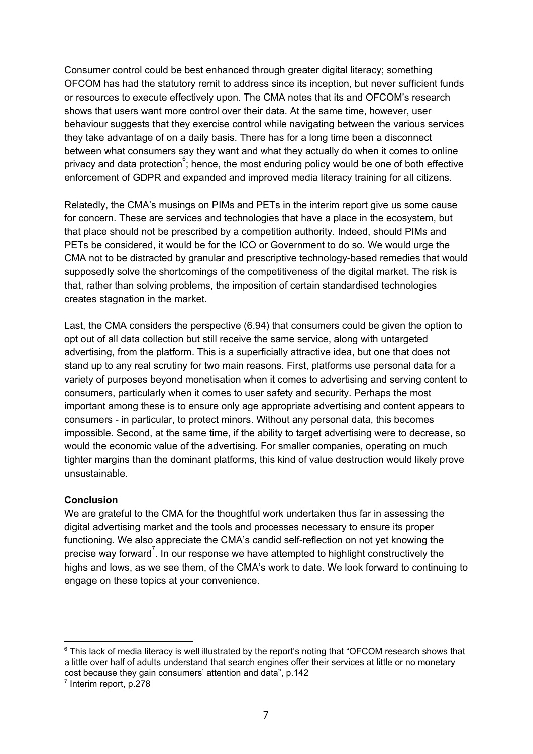Consumer control could be best enhanced through greater digital literacy; something OFCOM has had the statutory remit to address since its inception, but never sufficient funds or resources to execute effectively upon. The CMA notes that its and OFCOM's research shows that users want more control over their data. At the same time, however, user behaviour suggests that they exercise control while navigating between the various services they take advantage of on a daily basis. There has for a long time been a disconnect between what consumers say they want and what they actually do when it comes to online privacy and data protection[6]; hence, the most enduring policy would be one of both effective enforcement of GDPR and expanded and improved media literacy training for all citizens.

Relatedly, the CMA's musings on PIMs and PETs in the interim report give us some cause for concern. These are services and technologies that have a place in the ecosystem, but that place should not be prescribed by a competition authority. Indeed, should PIMs and PETs be considered, it would be for the ICO or Government to do so. We would urge the CMA not to be distracted by granular and prescriptive technology-based remedies that would supposedly solve the shortcomings of the competitiveness of the digital market. The risk is that, rather than solving problems, the imposition of certain standardised technologies creates stagnation in the market.

Last, the CMA considers the perspective (6.94) that consumers could be given the option to opt out of all data collection but still receive the same service, along with untargeted advertising, from the platform. This is a superficially attractive idea, but one that does not stand up to any real scrutiny for two main reasons. First, platforms use personal data for a variety of purposes beyond monetisation when it comes to advertising and serving content to consumers, particularly when it comes to user safety and security. Perhaps the most important among these is to ensure only age appropriate advertising and content appears to consumers - in particular, to protect minors. Without any personal data, this becomes impossible. Second, at the same time, if the ability to target advertising were to decrease, so would the economic value of the advertising. For smaller companies, operating on much tighter margins than the dominant platforms, this kind of value destruction would likely prove unsustainable.

**Conclusion**

We are grateful to the CMA for the thoughtful work undertaken thus far in assessing the digital advertising market and the tools and processes necessary to ensure its proper functioning. We also appreciate the CMA's candid self-reflection on not yet knowing the precise way forward[7]. In our response we have attempted to highlight constructively the highs and lows, as we see them, of the CMA's work to date. We look forward to continuing to engage on these topics at your convenience.

---

[6] This lack of media literacy is well illustrated by the report's noting that "OFCOM research shows that a little over half of adults understand that search engines offer their services at little or no monetary cost because they gain consumers' attention and data", p.142

[7] Interim report, p.278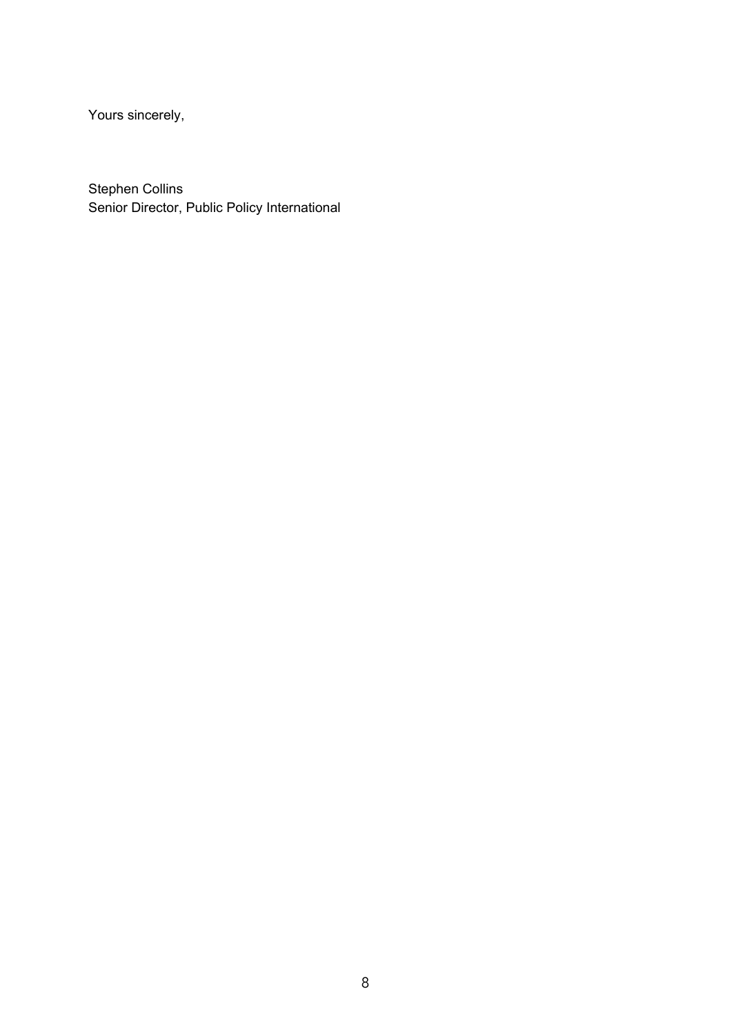Yours sincerely,

Stephen Collins
Senior Director, Public Policy International